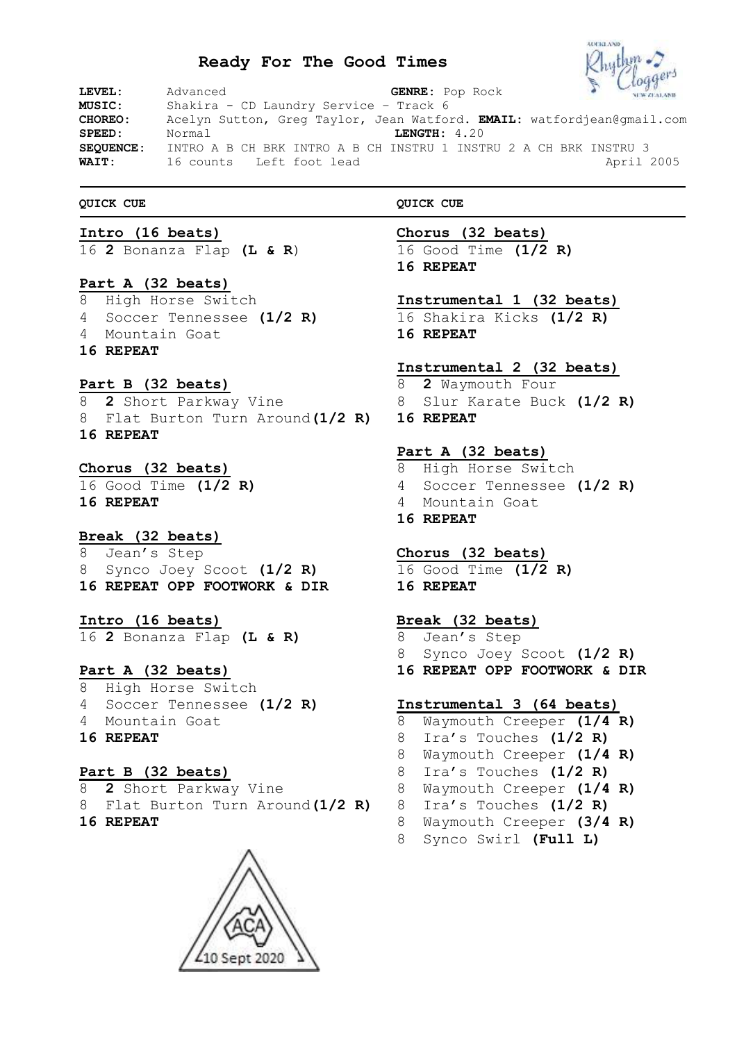# Ready For The Good Times

**LEVEL:** Advanced **GENRE:** Pop Rock
**MUSIC:** Shakira - CD Laundry Service – Track 6
**CHOREO:** Acelyn Sutton, Greg Taylor, Jean Watford. **EMAIL:** watfordjean@gmail.com
**SPEED:** Normal **LENGTH:** 4.20
**SEQUENCE:** INTRO A B CH BRK INTRO A B CH INSTRU 1 INSTRU 2 A CH BRK INSTRU 3
**WAIT:** 16 counts Left foot lead April 2005

---

**QUICK CUE**

**Intro (16 beats)**
16 **2** Bonanza Flap **(L & R)**

**Part A (32 beats)**
8 High Horse Switch
4 Soccer Tennessee **(1/2 R)**
4 Mountain Goat
**16 REPEAT**

**Part B (32 beats)**
8 **2** Short Parkway Vine
8 Flat Burton Turn Around **(1/2 R)**
**16 REPEAT**

**Chorus (32 beats)**
16 Good Time **(1/2 R)**
**16 REPEAT**

**Break (32 beats)**
8 Jean's Step
8 Synco Joey Scoot **(1/2 R)**
**16 REPEAT OPP FOOTWORK & DIR**

**Intro (16 beats)**
16 **2** Bonanza Flap **(L & R)**

**Part A (32 beats)**
8 High Horse Switch
4 Soccer Tennessee **(1/2 R)**
4 Mountain Goat
**16 REPEAT**

**Part B (32 beats)**
8 **2** Short Parkway Vine
8 Flat Burton Turn Around **(1/2 R)**
**16 REPEAT**

**QUICK CUE**

**Chorus (32 beats)**
16 Good Time **(1/2 R)**
**16 REPEAT**

**Instrumental 1 (32 beats)**
16 Shakira Kicks **(1/2 R)**
**16 REPEAT**

**Instrumental 2 (32 beats)**
8 **2** Waymouth Four
8 Slur Karate Buck **(1/2 R)**
**16 REPEAT**

**Part A (32 beats)**
8 High Horse Switch
4 Soccer Tennessee **(1/2 R)**
4 Mountain Goat
**16 REPEAT**

**Chorus (32 beats)**
16 Good Time **(1/2 R)**
**16 REPEAT**

**Break (32 beats)**
8 Jean's Step
8 Synco Joey Scoot **(1/2 R)**
**16 REPEAT OPP FOOTWORK & DIR**

**Instrumental 3 (64 beats)**
8 Waymouth Creeper **(1/4 R)**
8 Ira's Touches **(1/2 R)**
8 Waymouth Creeper **(1/4 R)**
8 Ira's Touches **(1/2 R)**
8 Waymouth Creeper **(1/4 R)**
8 Ira's Touches **(1/2 R)**
8 Waymouth Creeper **(3/4 R)**
8 Synco Swirl **(Full L)**

ACA 10 Sept 2020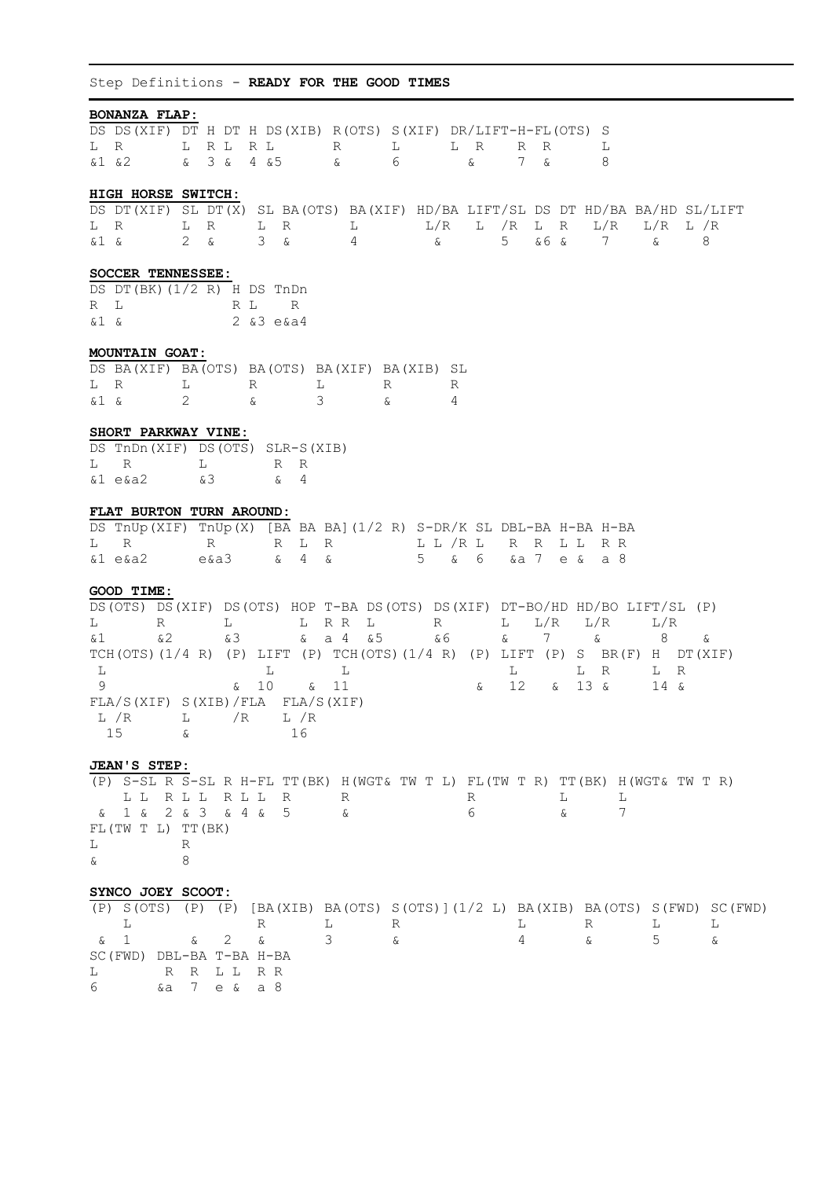Step Definitions - **READY FOR THE GOOD TIMES**

**BONANZA FLAP:**

```
DS DS(XIF) DT H DT H DS(XIB) R(OTS) S(XIF) DR/LIFT-H-FL(OTS) S
L  R       L  R L  R L       R      L       L  R    R  R     L
&1 &2      &  3 &  4 &5      &      6          &    7  &     8
```

**HIGH HORSE SWITCH:**

```
DS DT(XIF) SL DT(X) SL BA(OTS) BA(XIF) HD/BA LIFT/SL DS DT HD/BA BA/HD SL/LIFT
L  R       L  R     L  R       L       L/R   L  /R   L  R  L/R   L/R   L /R
&1 &       2  &     3  &       4       &        5    &6 &  7     &     8
```

**SOCCER TENNESSEE:**

```
DS DT(BK)(1/2 R) H DS TnDn
R  L             R L  R
&1 &             2 &3 e&a4
```

**MOUNTAIN GOAT:**

```
DS BA(XIF) BA(OTS) BA(OTS) BA(XIF) BA(XIB) SL
L  R       L       R       L       R       R
&1 &       2       &       3       &       4
```

**SHORT PARKWAY VINE:**

```
DS TnDn(XIF) DS(OTS) SLR-S(XIB)
L  R         L       R R
&1 e&a2      &3      & 4
```

**FLAT BURTON TURN AROUND:**

```
DS TnUp(XIF) TnUp(X) [BA BA BA](1/2 R) S-DR/K SL DBL-BA H-BA H-BA
L  R         R        R  L  R          L L /R L   R  R  L L  R R
&1 e&a2      e&a3     &  4  &          5   &  6   &a 7  e &  a 8
```

**GOOD TIME:**

```
DS(OTS) DS(XIF) DS(OTS) HOP T-BA DS(OTS) DS(XIF) DT-BO/HD HD/BO LIFT/SL (P)
L       R       L       L   R R  L       R       L  L/R   L/R   L/R
&1      &2      &3      &   a 4  &5      &6      &  7     &     8       &
TCH(OTS)(1/4 R) (P) LIFT (P) TCH(OTS)(1/4 R) (P) LIFT (P) S  BR(F) H  DT(XIF)
 L                  L        L                   L        L  R     L  R
 9                  & 10     & 11                & 12     & 13 &   14 &
FLA/S(XIF) S(XIB)/FLA  FLA/S(XIF)
 L /R      L     /R    L /R
  15       &           16
```

**JEAN'S STEP:**

```
(P) S-SL R S-SL R H-FL TT(BK) H(WGT& TW T L) FL(TW T R) TT(BK) H(WGT& TW T R)
    L L  R L L  R L L  R      R               R          L      L
 &  1 &  2 & 3  & 4 &  5      &               6          &      7
FL(TW T L) TT(BK)
L          R
&          8
```

**SYNCO JOEY SCOOT:**

```
(P) S(OTS) (P) (P) [BA(XIB) BA(OTS) S(OTS)](1/2 L) BA(XIB) BA(OTS) S(FWD) SC(FWD)
    L                R       L       R             L       R       L      L
 &  1          &  2  &       3       &             4       &       5      &
SC(FWD) DBL-BA T-BA H-BA
L       R R    L L  R R
6       &a     7 e  & a 8
```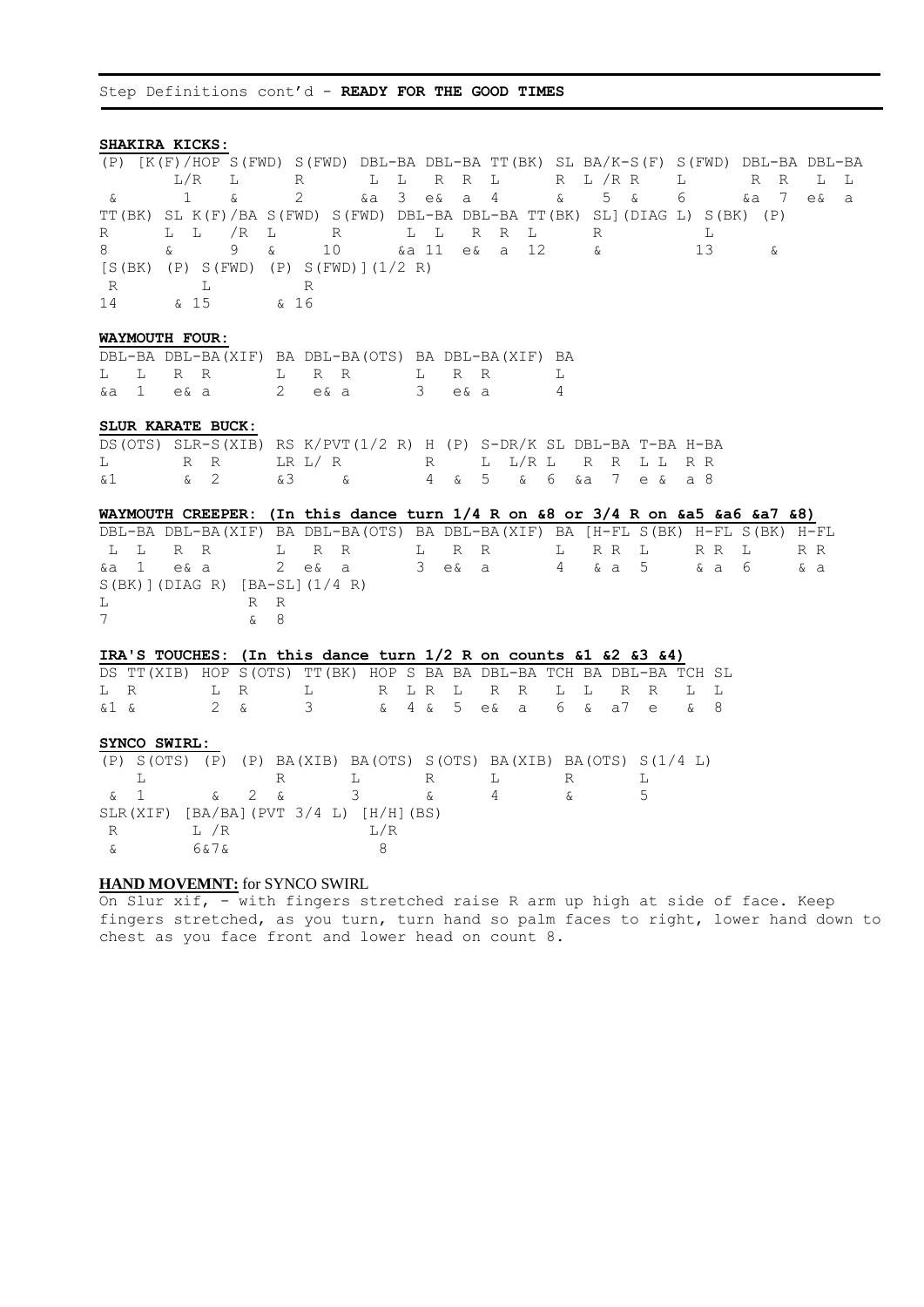Step Definitions cont'd - **READY FOR THE GOOD TIMES**

**SHAKIRA KICKS:**

```
(P) [K(F)/HOP S(FWD) S(FWD) DBL-BA DBL-BA TT(BK) SL BA/K-S(F) S(FWD) DBL-BA DBL-BA
       L/R   L      R      L  L   R  R  L      R  L /R R    L       R  R   L  L
 &      1    &      2      &a  3  e&  a  4     &    5  &    6      &a  7  e&  a
TT(BK) SL K(F)/BA S(FWD) S(FWD) DBL-BA DBL-BA TT(BK) SL](DIAG L) S(BK) (P)
R      L  L   /R  L      R       L  L   R  R  L      R           L
8      &      9   &      10     &a 11  e&  a  12     &           13      &
[S(BK) (P) S(FWD) (P) S(FWD)](1/2 R)
 R         L          R
14      & 15        & 16
```

**WAYMOUTH FOUR:**

```
DBL-BA DBL-BA(XIF) BA DBL-BA(OTS) BA DBL-BA(XIF) BA
L   L  R  R        L  R  R        L   R  R       L
&a  1  e& a        2  e& a        3   e& a       4
```

**SLUR KARATE BUCK:**

```
DS(OTS) SLR-S(XIB) RS K/PVT(1/2 R) H (P) S-DR/K SL DBL-BA T-BA H-BA
L       R  R       LR L/ R         R     L  L/R L  R  R  L L  R R
&1      &  2       &3     &        4  &  5   &  6  &a  7  e &  a 8
```

**WAYMOUTH CREEPER: (In this dance turn 1/4 R on &8 or 3/4 R on &a5 &a6 &a7 &8)**

```
DBL-BA DBL-BA(XIF) BA DBL-BA(OTS) BA DBL-BA(XIF) BA [H-FL S(BK) H-FL S(BK) H-FL
 L  L  R  R        L  R  R        L   R  R       L   R R  L      R R  L     R R
&a  1  e& a        2  e& a        3   e&  a      4   & a  5      & a  6     & a
S(BK)](DIAG R) [BA-SL](1/4 R)
L               R  R
7               &  8
```

**IRA'S TOUCHES: (In this dance turn 1/2 R on counts &1 &2 &3 &4)**

```
DS TT(XIB) HOP S(OTS) TT(BK) HOP S BA BA DBL-BA TCH BA DBL-BA TCH SL
L  R       L  R       L      R  L R  L   R  R   L   L   R  R   L  L
&1 &       2  &       3      &  4 &  5   e&  a  6   &  a7  e   &  8
```

**SYNCO SWIRL:**

```
(P) S(OTS) (P) (P) BA(XIB) BA(OTS) S(OTS) BA(XIB) BA(OTS) S(1/4 L)
    L              R       L       R      L       R       L
 &  1          &   2  &    3       &      4       &       5
SLR(XIF) [BA/BA](PVT 3/4 L) [H/H](BS)
 R        L /R               L/R
 &        6&7&               8
```

**HAND MOVEMNT:** for SYNCO SWIRL

On Slur xif, - with fingers stretched raise R arm up high at side of face. Keep fingers stretched, as you turn, turn hand so palm faces to right, lower hand down to chest as you face front and lower head on count 8.